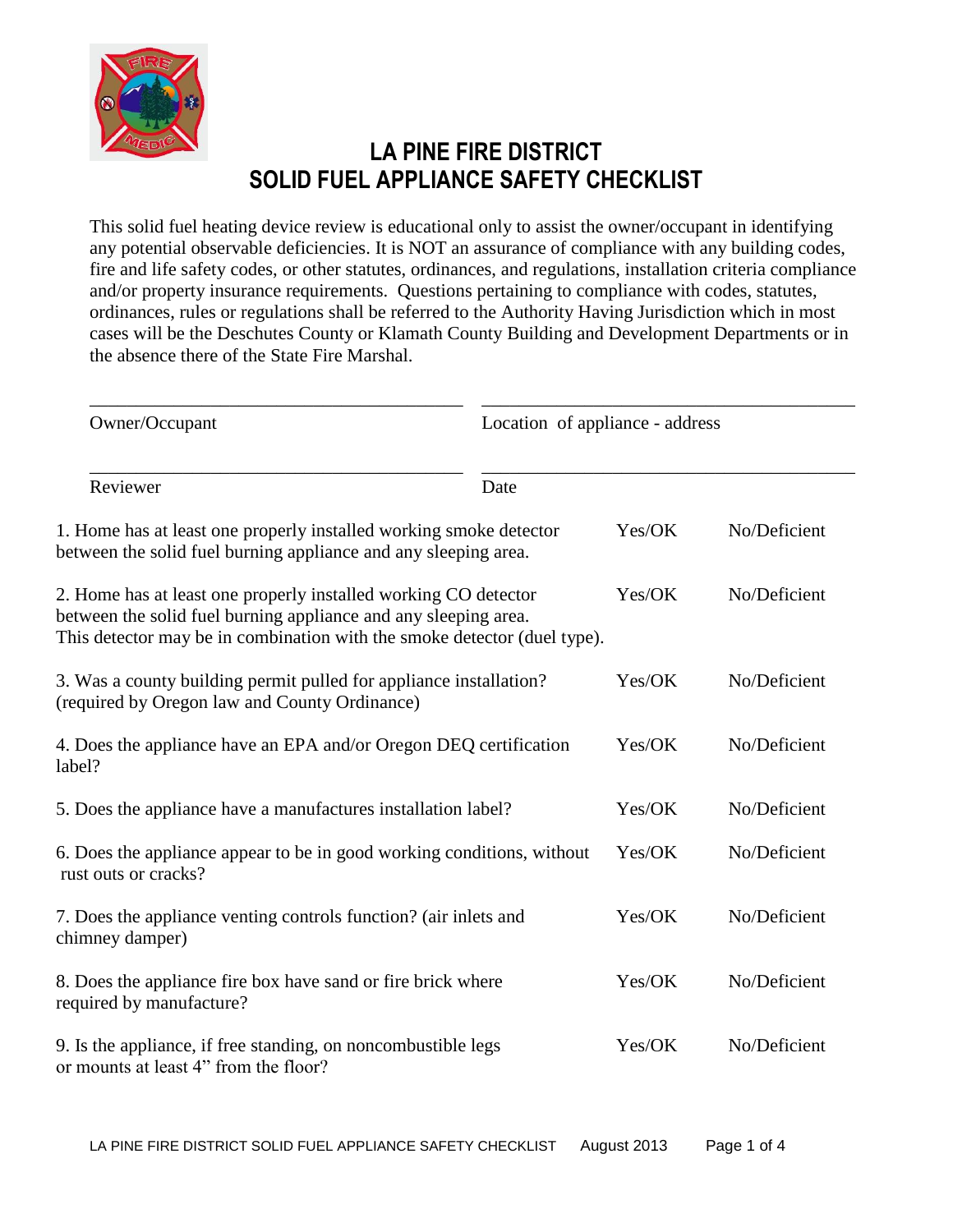# LA PINE FIRE DISTRICT
# SOLID FUEL APPLIANCE SAFETY CHECKLIST

This solid fuel heating device review is educational only to assist the owner/occupant in identifying any potential observable deficiencies. It is NOT an assurance of compliance with any building codes, fire and life safety codes, or other statutes, ordinances, and regulations, installation criteria compliance and/or property insurance requirements. Questions pertaining to compliance with codes, statutes, ordinances, rules or regulations shall be referred to the Authority Having Jurisdiction which in most cases will be the Deschutes County or Klamath County Building and Development Departments or in the absence there of the State Fire Marshal.

| | |
|---|---|
| ______________________________ | ______________________________ |
| Owner/Occupant | Location of appliance - address |
| ______________________________ | ______________________________ |
| Reviewer | Date |

| | | |
|---|---|---|
| 1. Home has at least one properly installed working smoke detector between the solid fuel burning appliance and any sleeping area. | Yes/OK | No/Deficient |
| 2. Home has at least one properly installed working CO detector between the solid fuel burning appliance and any sleeping area. This detector may be in combination with the smoke detector (duel type). | Yes/OK | No/Deficient |
| 3. Was a county building permit pulled for appliance installation? (required by Oregon law and County Ordinance) | Yes/OK | No/Deficient |
| 4. Does the appliance have an EPA and/or Oregon DEQ certification label? | Yes/OK | No/Deficient |
| 5. Does the appliance have a manufactures installation label? | Yes/OK | No/Deficient |
| 6. Does the appliance appear to be in good working conditions, without rust outs or cracks? | Yes/OK | No/Deficient |
| 7. Does the appliance venting controls function? (air inlets and chimney damper) | Yes/OK | No/Deficient |
| 8. Does the appliance fire box have sand or fire brick where required by manufacture? | Yes/OK | No/Deficient |
| 9. Is the appliance, if free standing, on noncombustible legs or mounts at least 4" from the floor? | Yes/OK | No/Deficient |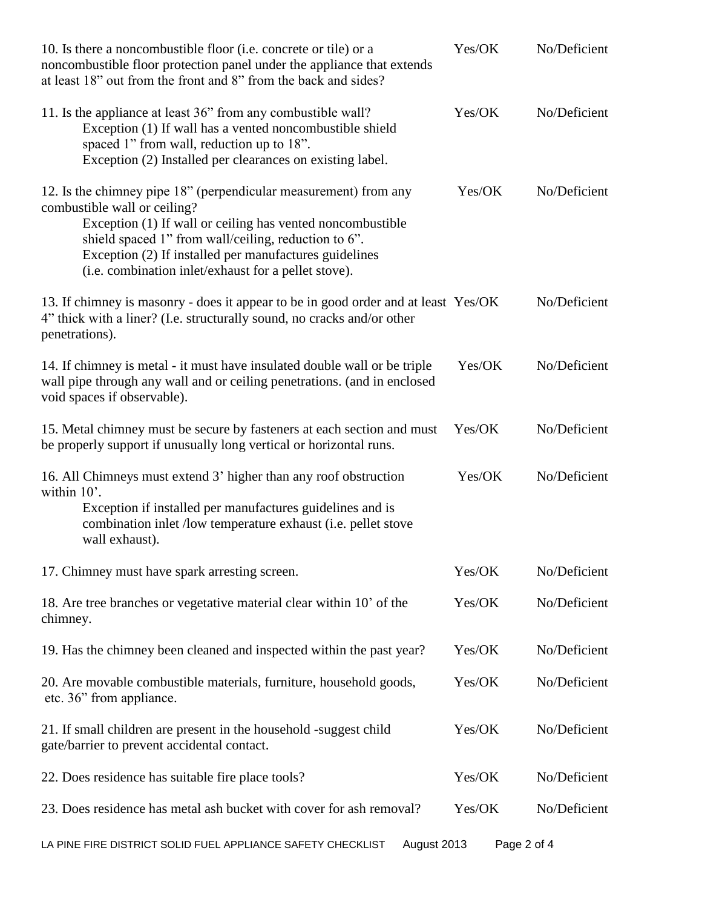| | | |
|---|---|---|
| 10. Is there a noncombustible floor (i.e. concrete or tile) or a noncombustible floor protection panel under the appliance that extends at least 18" out from the front and 8" from the back and sides? | Yes/OK | No/Deficient |
| 11. Is the appliance at least 36" from any combustible wall?<br>Exception (1) If wall has a vented noncombustible shield spaced 1" from wall, reduction up to 18".<br>Exception (2) Installed per clearances on existing label. | Yes/OK | No/Deficient |
| 12. Is the chimney pipe 18" (perpendicular measurement) from any combustible wall or ceiling?<br>Exception (1) If wall or ceiling has vented noncombustible shield spaced 1" from wall/ceiling, reduction to 6".<br>Exception (2) If installed per manufactures guidelines (i.e. combination inlet/exhaust for a pellet stove). | Yes/OK | No/Deficient |
| 13. If chimney is masonry - does it appear to be in good order and at least 4" thick with a liner? (I.e. structurally sound, no cracks and/or other penetrations). | Yes/OK | No/Deficient |
| 14. If chimney is metal - it must have insulated double wall or be triple wall pipe through any wall and or ceiling penetrations. (and in enclosed void spaces if observable). | Yes/OK | No/Deficient |
| 15. Metal chimney must be secure by fasteners at each section and must be properly support if unusually long vertical or horizontal runs. | Yes/OK | No/Deficient |
| 16. All Chimneys must extend 3' higher than any roof obstruction within 10'.<br>Exception if installed per manufactures guidelines and is combination inlet /low temperature exhaust (i.e. pellet stove wall exhaust). | Yes/OK | No/Deficient |
| 17. Chimney must have spark arresting screen. | Yes/OK | No/Deficient |
| 18. Are tree branches or vegetative material clear within 10' of the chimney. | Yes/OK | No/Deficient |
| 19. Has the chimney been cleaned and inspected within the past year? | Yes/OK | No/Deficient |
| 20. Are movable combustible materials, furniture, household goods, etc. 36" from appliance. | Yes/OK | No/Deficient |
| 21. If small children are present in the household -suggest child gate/barrier to prevent accidental contact. | Yes/OK | No/Deficient |
| 22. Does residence has suitable fire place tools? | Yes/OK | No/Deficient |
| 23. Does residence has metal ash bucket with cover for ash removal? | Yes/OK | No/Deficient |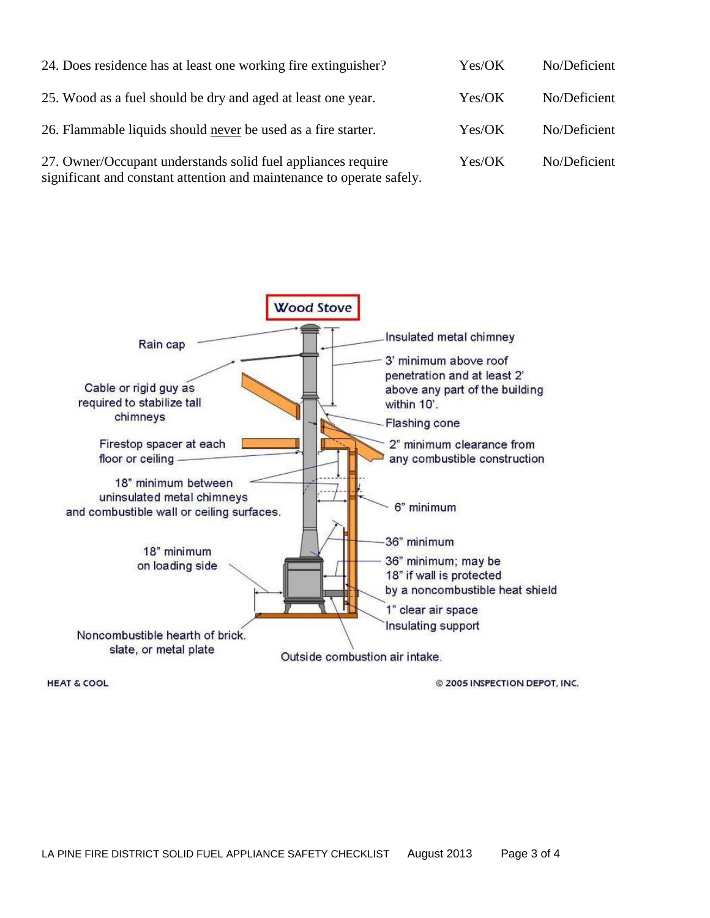| | | |
|---|---|---|
| 24. Does residence has at least one working fire extinguisher? | Yes/OK | No/Deficient |
| 25. Wood as a fuel should be dry and aged at least one year. | Yes/OK | No/Deficient |
| 26. Flammable liquids should <u>never</u> be used as a fire starter. | Yes/OK | No/Deficient |
| 27. Owner/Occupant understands solid fuel appliances require significant and constant attention and maintenance to operate safely. | Yes/OK | No/Deficient |

**Wood Stove**

- Rain cap
- Insulated metal chimney
- Cable or rigid guy as required to stabilize tall chimneys
- 3' minimum above roof penetration and at least 2' above any part of the building within 10'.
- Flashing cone
- Firestop spacer at each floor or ceiling
- 2" minimum clearance from any combustible construction
- 18" minimum between uninsulated metal chimneys and combustible wall or ceiling surfaces.
- 6" minimum
- 36" minimum
- 18" minimum on loading side
- 36" minimum; may be 18" if wall is protected by a noncombustible heat shield
- 1" clear air space
- Insulating support
- Noncombustible hearth of brick. slate, or metal plate
- Outside combustion air intake.

HEAT & COOL

© 2005 INSPECTION DEPOT, INC.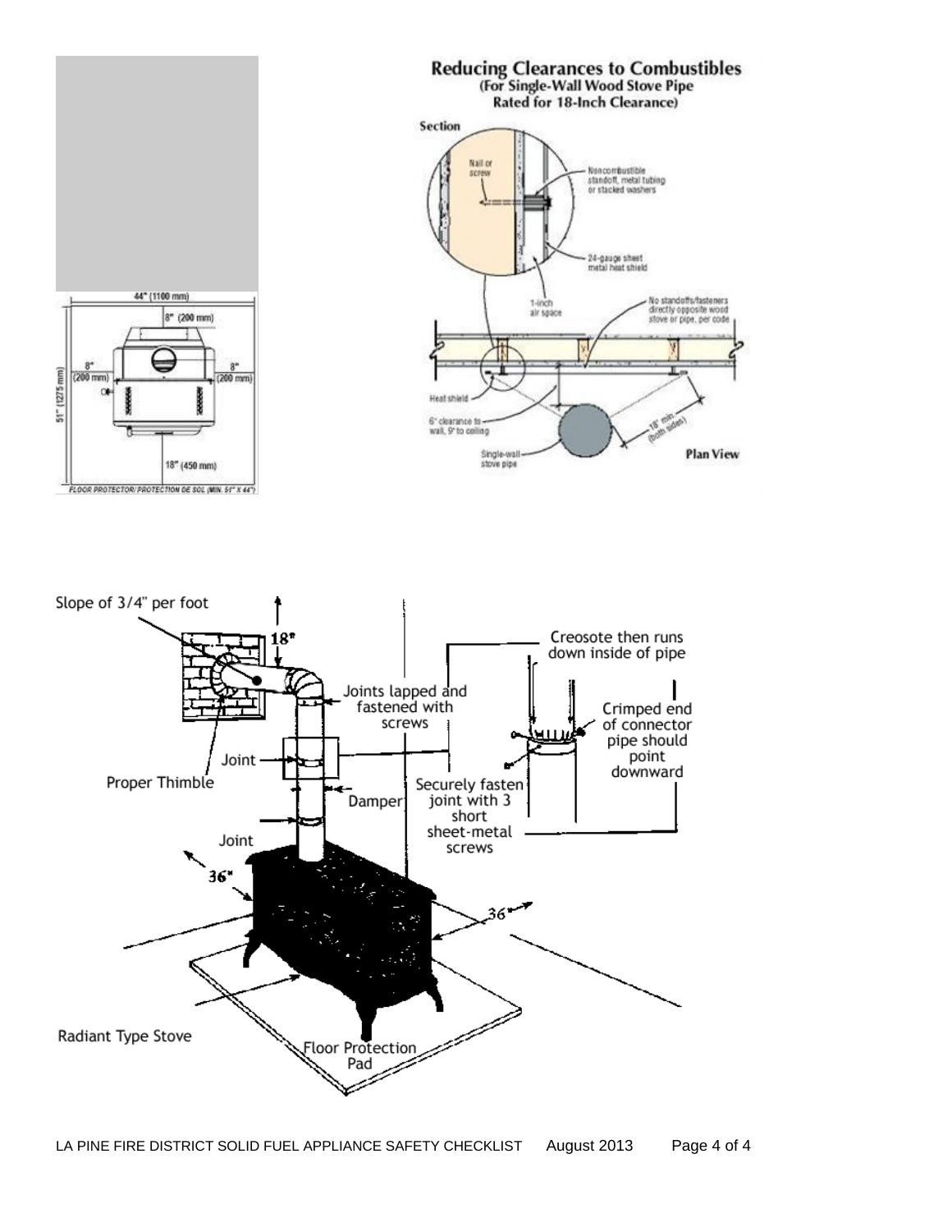44" (1100 mm)

8" (200 mm)

8" (200 mm)

8" (200 mm)

51" (1275 mm)

18" (450 mm)

FLOOR PROTECTOR/ PROTECTION DE SOL (MIN. 51" X 44")

## Reducing Clearances to Combustibles

(For Single-Wall Wood Stove Pipe Rated for 18-Inch Clearance)

Section

Nail or screw

Noncombustible standoff, metal tubing or stacked washers

24-gauge sheet metal heat shield

1-inch air space

No standoffs/fasteners directly opposite wood stove or pipe, per code

Heat shield

6" clearance to wall, 9" to ceiling

Single-wall stove pipe

18" min. (both sides)

Plan View

Slope of 3/4" per foot

18"

Creosote then runs down inside of pipe

Joints lapped and fastened with screws

Crimped end of connector pipe should point downward

Joint

Proper Thimble

Securely fasten joint with 3 short sheet-metal screws

Damper

Joint

36"

36"

Radiant Type Stove

Floor Protection Pad